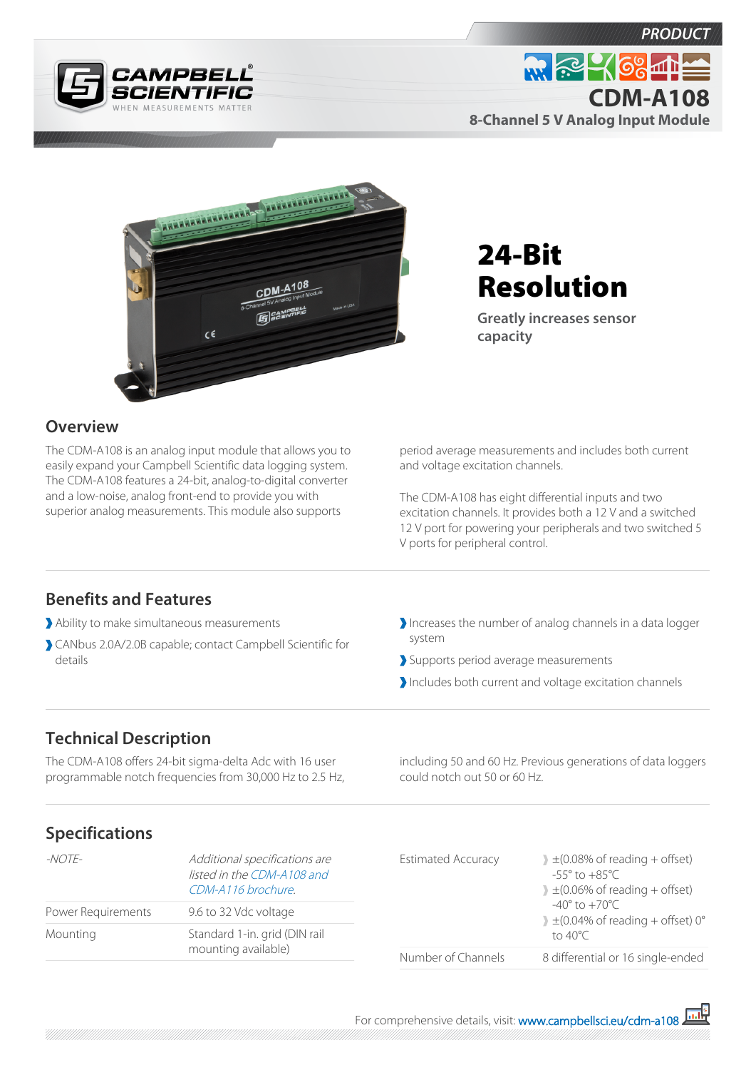PRODUCT

# CDM-A108

## 8-Channel 5 V Analog Input Module

# 24-Bit Resolution

**Greatly increases sensor capacity**

## Overview

The CDM-A108 is an analog input module that allows you to easily expand your Campbell Scientific data logging system. The CDM-A108 features a 24-bit, analog-to-digital converter and a low-noise, analog front-end to provide you with superior analog measurements. This module also supports period average measurements and includes both current and voltage excitation channels.

The CDM-A108 has eight differential inputs and two excitation channels. It provides both a 12 V and a switched 12 V port for powering your peripherals and two switched 5 V ports for peripheral control.

## Benefits and Features

- Ability to make simultaneous measurements
- CANbus 2.0A/2.0B capable; contact Campbell Scientific for details
- Increases the number of analog channels in a data logger system
- Supports period average measurements
- Includes both current and voltage excitation channels

## Technical Description

The CDM-A108 offers 24-bit sigma-delta Adc with 16 user programmable notch frequencies from 30,000 Hz to 2.5 Hz, including 50 and 60 Hz. Previous generations of data loggers could notch out 50 or 60 Hz.

## Specifications

| | |
|---|---|
| *-NOTE-* | *Additional specifications are listed in the CDM-A108 and CDM-A116 brochure.* |
| Power Requirements | 9.6 to 32 Vdc voltage |
| Mounting | Standard 1-in. grid (DIN rail mounting available) |
| Estimated Accuracy | ±(0.08% of reading + offset) -55° to +85°C<br>±(0.06% of reading + offset) -40° to +70°C<br>±(0.04% of reading + offset) 0° to 40°C |
| Number of Channels | 8 differential or 16 single-ended |

For comprehensive details, visit: www.campbellsci.eu/cdm-a108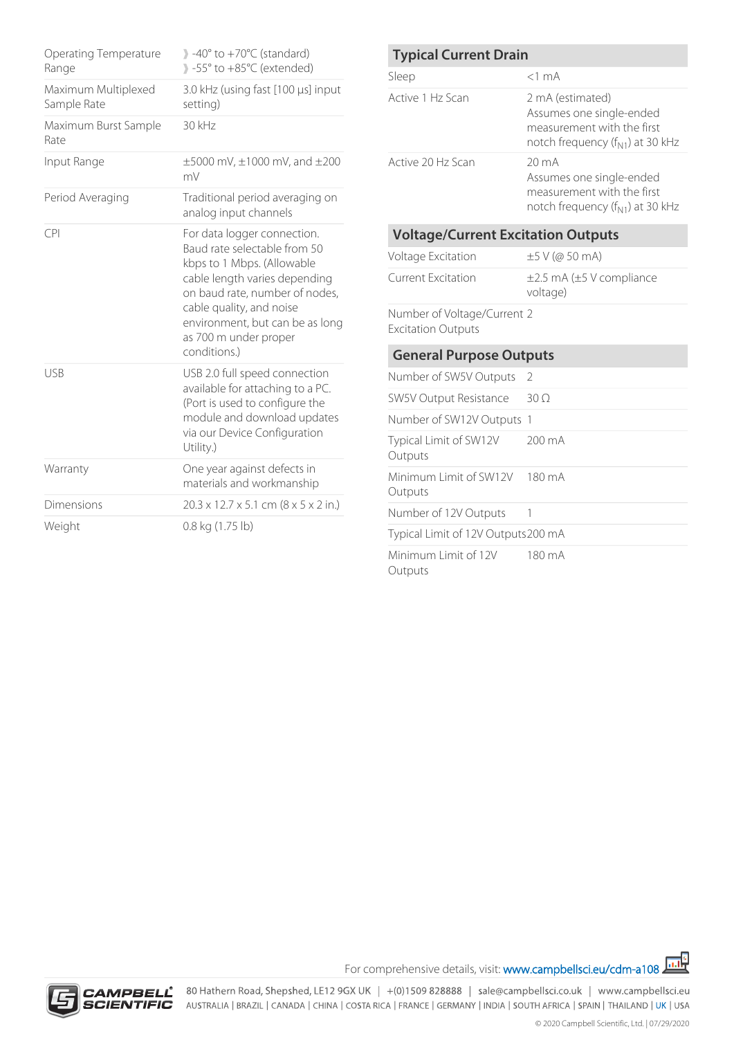| | |
|---|---|
| Operating Temperature Range | -40° to +70°C (standard)<br>-55° to +85°C (extended) |
| Maximum Multiplexed Sample Rate | 3.0 kHz (using fast [100 µs] input setting) |
| Maximum Burst Sample Rate | 30 kHz |
| Input Range | ±5000 mV, ±1000 mV, and ±200 mV |
| Period Averaging | Traditional period averaging on analog input channels |
| CPI | For data logger connection. Baud rate selectable from 50 kbps to 1 Mbps. (Allowable cable length varies depending on baud rate, number of nodes, cable quality, and noise environment, but can be as long as 700 m under proper conditions.) |
| USB | USB 2.0 full speed connection available for attaching to a PC. (Port is used to configure the module and download updates via our Device Configuration Utility.) |
| Warranty | One year against defects in materials and workmanship |
| Dimensions | 20.3 x 12.7 x 5.1 cm (8 x 5 x 2 in.) |
| Weight | 0.8 kg (1.75 lb) |

## Typical Current Drain

| | |
|---|---|
| Sleep | <1 mA |
| Active 1 Hz Scan | 2 mA (estimated)<br>Assumes one single-ended measurement with the first notch frequency ($f_{N1}$) at 30 kHz |
| Active 20 Hz Scan | 20 mA<br>Assumes one single-ended measurement with the first notch frequency ($f_{N1}$) at 30 kHz |

## Voltage/Current Excitation Outputs

| | |
|---|---|
| Voltage Excitation | ±5 V (@ 50 mA) |
| Current Excitation | ±2.5 mA (±5 V compliance voltage) |
| Number of Voltage/Current Excitation Outputs | 2 |

## General Purpose Outputs

| | |
|---|---|
| Number of SW5V Outputs | 2 |
| SW5V Output Resistance | 30 Ω |
| Number of SW12V Outputs | 1 |
| Typical Limit of SW12V Outputs | 200 mA |
| Minimum Limit of SW12V Outputs | 180 mA |
| Number of 12V Outputs | 1 |
| Typical Limit of 12V Outputs | 200 mA |
| Minimum Limit of 12V Outputs | 180 mA |

For comprehensive details, visit: www.campbellsci.eu/cdm-a108

CAMPBELL SCIENTIFIC

80 Hathern Road, Shepshed, LE12 9GX UK | +(0)1509 828888 | sale@campbellsci.co.uk | www.campbellsci.eu

AUSTRALIA | BRAZIL | CANADA | CHINA | COSTA RICA | FRANCE | GERMANY | INDIA | SOUTH AFRICA | SPAIN | THAILAND | UK | USA

© 2020 Campbell Scientific, Ltd. | 07/29/2020